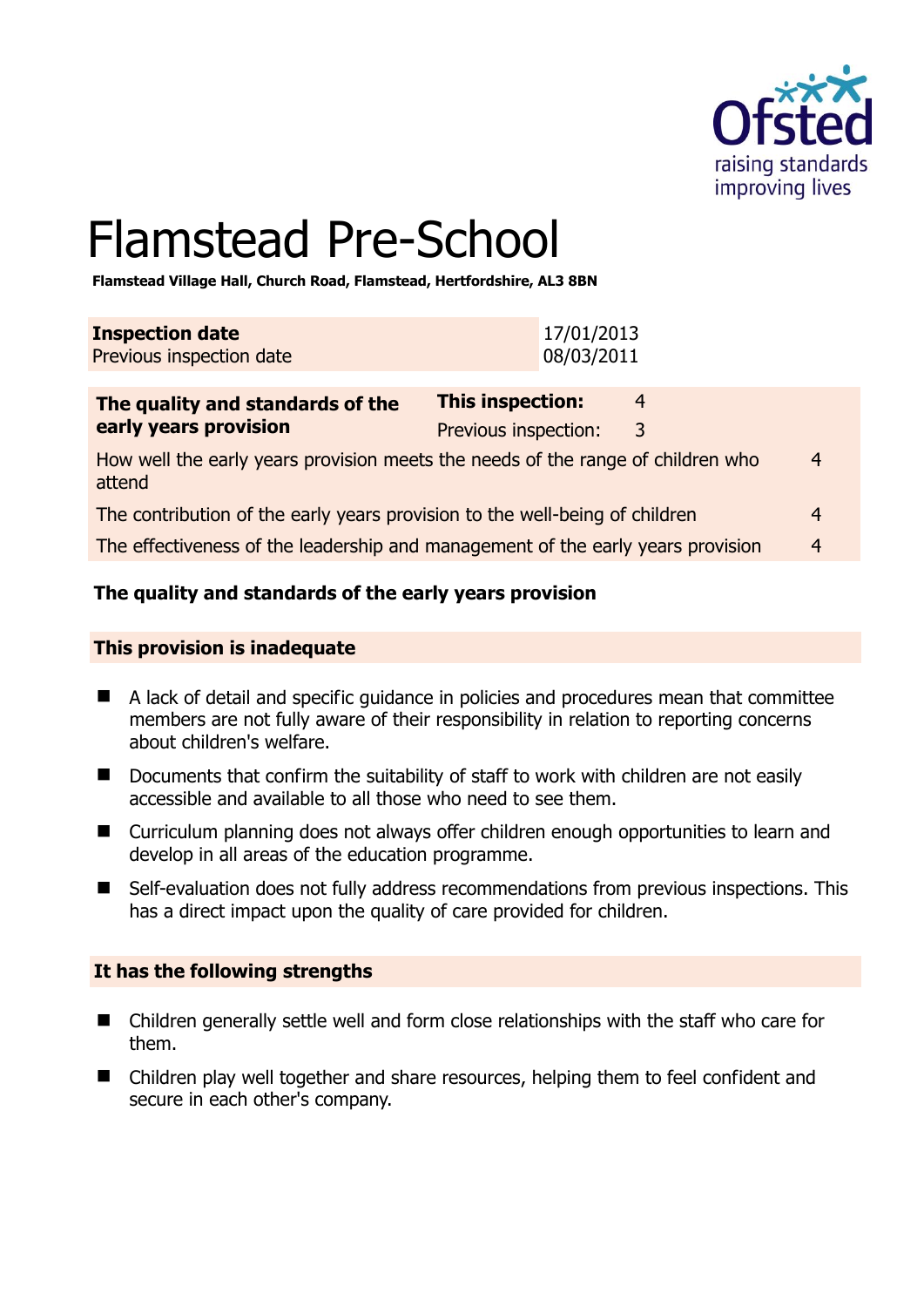# Flamstead Pre-School

**Flamstead Village Hall, Church Road, Flamstead, Hertfordshire, AL3 8BN**

| **Inspection date** | 17/01/2013 |
|---|---|
| Previous inspection date | 08/03/2011 |

| **The quality and standards of the early years provision** | **This inspection:** 4 | |
|---|---|---|
| | Previous inspection: 3 | |
| How well the early years provision meets the needs of the range of children who attend | | 4 |
| The contribution of the early years provision to the well-being of children | | 4 |
| The effectiveness of the leadership and management of the early years provision | | 4 |

## The quality and standards of the early years provision

### This provision is inadequate

- A lack of detail and specific guidance in policies and procedures mean that committee members are not fully aware of their responsibility in relation to reporting concerns about children's welfare.
- Documents that confirm the suitability of staff to work with children are not easily accessible and available to all those who need to see them.
- Curriculum planning does not always offer children enough opportunities to learn and develop in all areas of the education programme.
- Self-evaluation does not fully address recommendations from previous inspections. This has a direct impact upon the quality of care provided for children.

### It has the following strengths

- Children generally settle well and form close relationships with the staff who care for them.
- Children play well together and share resources, helping them to feel confident and secure in each other's company.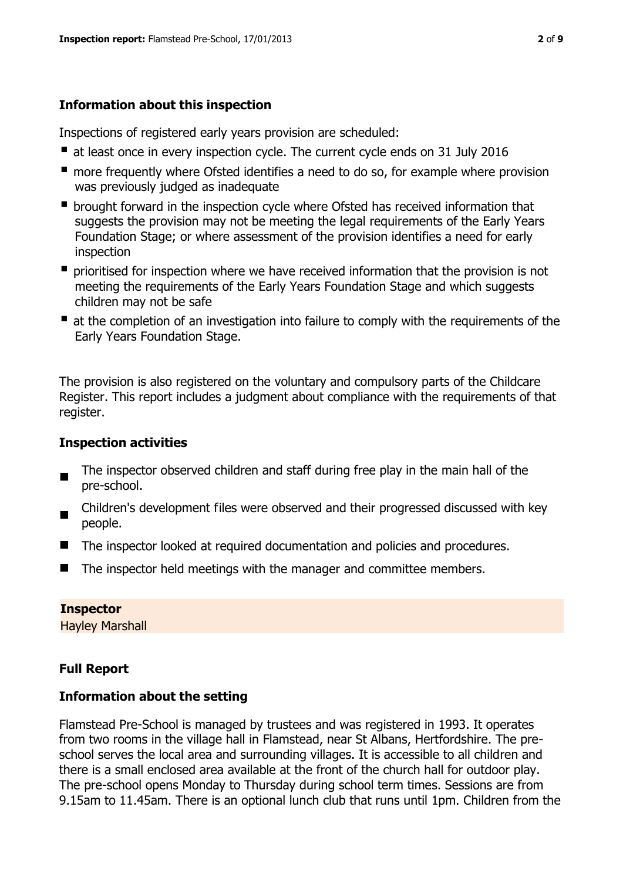### Information about this inspection

Inspections of registered early years provision are scheduled:

- at least once in every inspection cycle. The current cycle ends on 31 July 2016
- more frequently where Ofsted identifies a need to do so, for example where provision was previously judged as inadequate
- brought forward in the inspection cycle where Ofsted has received information that suggests the provision may not be meeting the legal requirements of the Early Years Foundation Stage; or where assessment of the provision identifies a need for early inspection
- prioritised for inspection where we have received information that the provision is not meeting the requirements of the Early Years Foundation Stage and which suggests children may not be safe
- at the completion of an investigation into failure to comply with the requirements of the Early Years Foundation Stage.

The provision is also registered on the voluntary and compulsory parts of the Childcare Register. This report includes a judgment about compliance with the requirements of that register.

### Inspection activities

- The inspector observed children and staff during free play in the main hall of the pre-school.
- Children's development files were observed and their progressed discussed with key people.
- The inspector looked at required documentation and policies and procedures.
- The inspector held meetings with the manager and committee members.

**Inspector**
Hayley Marshall

### Full Report

### Information about the setting

Flamstead Pre-School is managed by trustees and was registered in 1993. It operates from two rooms in the village hall in Flamstead, near St Albans, Hertfordshire. The pre-school serves the local area and surrounding villages. It is accessible to all children and there is a small enclosed area available at the front of the church hall for outdoor play. The pre-school opens Monday to Thursday during school term times. Sessions are from 9.15am to 11.45am. There is an optional lunch club that runs until 1pm. Children from the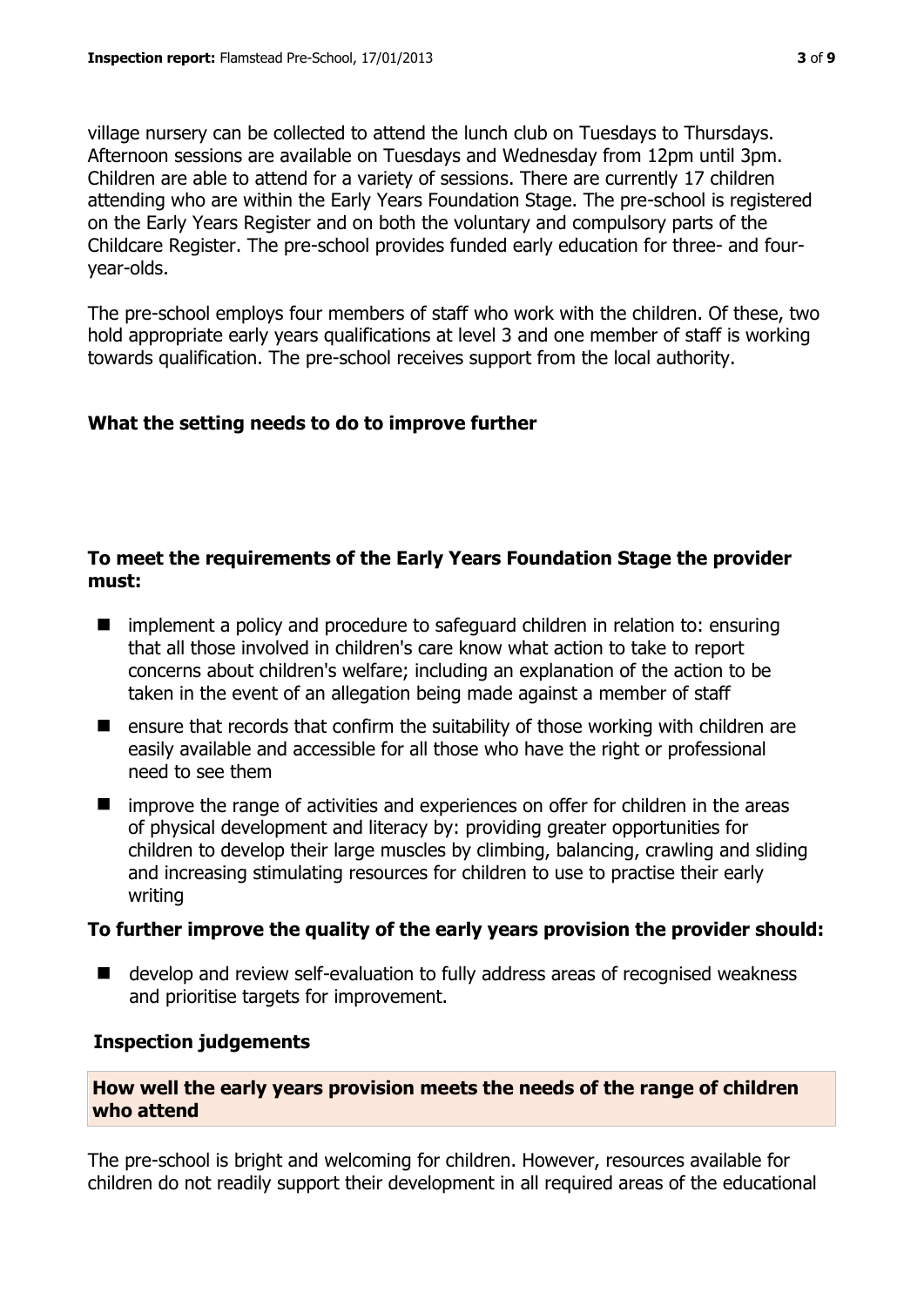village nursery can be collected to attend the lunch club on Tuesdays to Thursdays. Afternoon sessions are available on Tuesdays and Wednesday from 12pm until 3pm. Children are able to attend for a variety of sessions. There are currently 17 children attending who are within the Early Years Foundation Stage. The pre-school is registered on the Early Years Register and on both the voluntary and compulsory parts of the Childcare Register. The pre-school provides funded early education for three- and four-year-olds.

The pre-school employs four members of staff who work with the children. Of these, two hold appropriate early years qualifications at level 3 and one member of staff is working towards qualification. The pre-school receives support from the local authority.

## What the setting needs to do to improve further

### To meet the requirements of the Early Years Foundation Stage the provider must:

- implement a policy and procedure to safeguard children in relation to: ensuring that all those involved in children's care know what action to take to report concerns about children's welfare; including an explanation of the action to be taken in the event of an allegation being made against a member of staff
- ensure that records that confirm the suitability of those working with children are easily available and accessible for all those who have the right or professional need to see them
- improve the range of activities and experiences on offer for children in the areas of physical development and literacy by: providing greater opportunities for children to develop their large muscles by climbing, balancing, crawling and sliding and increasing stimulating resources for children to use to practise their early writing

### To further improve the quality of the early years provision the provider should:

- develop and review self-evaluation to fully address areas of recognised weakness and prioritise targets for improvement.

## Inspection judgements

### How well the early years provision meets the needs of the range of children who attend

The pre-school is bright and welcoming for children. However, resources available for children do not readily support their development in all required areas of the educational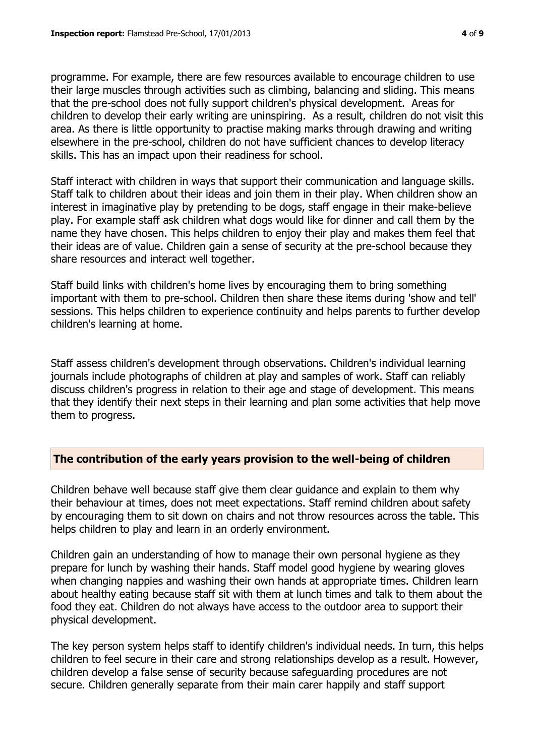programme. For example, there are few resources available to encourage children to use their large muscles through activities such as climbing, balancing and sliding. This means that the pre-school does not fully support children's physical development. Areas for children to develop their early writing are uninspiring. As a result, children do not visit this area. As there is little opportunity to practise making marks through drawing and writing elsewhere in the pre-school, children do not have sufficient chances to develop literacy skills. This has an impact upon their readiness for school.

Staff interact with children in ways that support their communication and language skills. Staff talk to children about their ideas and join them in their play. When children show an interest in imaginative play by pretending to be dogs, staff engage in their make-believe play. For example staff ask children what dogs would like for dinner and call them by the name they have chosen. This helps children to enjoy their play and makes them feel that their ideas are of value. Children gain a sense of security at the pre-school because they share resources and interact well together.

Staff build links with children's home lives by encouraging them to bring something important with them to pre-school. Children then share these items during 'show and tell' sessions. This helps children to experience continuity and helps parents to further develop children's learning at home.

Staff assess children's development through observations. Children's individual learning journals include photographs of children at play and samples of work. Staff can reliably discuss children's progress in relation to their age and stage of development. This means that they identify their next steps in their learning and plan some activities that help move them to progress.

## The contribution of the early years provision to the well-being of children

Children behave well because staff give them clear guidance and explain to them why their behaviour at times, does not meet expectations. Staff remind children about safety by encouraging them to sit down on chairs and not throw resources across the table. This helps children to play and learn in an orderly environment.

Children gain an understanding of how to manage their own personal hygiene as they prepare for lunch by washing their hands. Staff model good hygiene by wearing gloves when changing nappies and washing their own hands at appropriate times. Children learn about healthy eating because staff sit with them at lunch times and talk to them about the food they eat. Children do not always have access to the outdoor area to support their physical development.

The key person system helps staff to identify children's individual needs. In turn, this helps children to feel secure in their care and strong relationships develop as a result. However, children develop a false sense of security because safeguarding procedures are not secure. Children generally separate from their main carer happily and staff support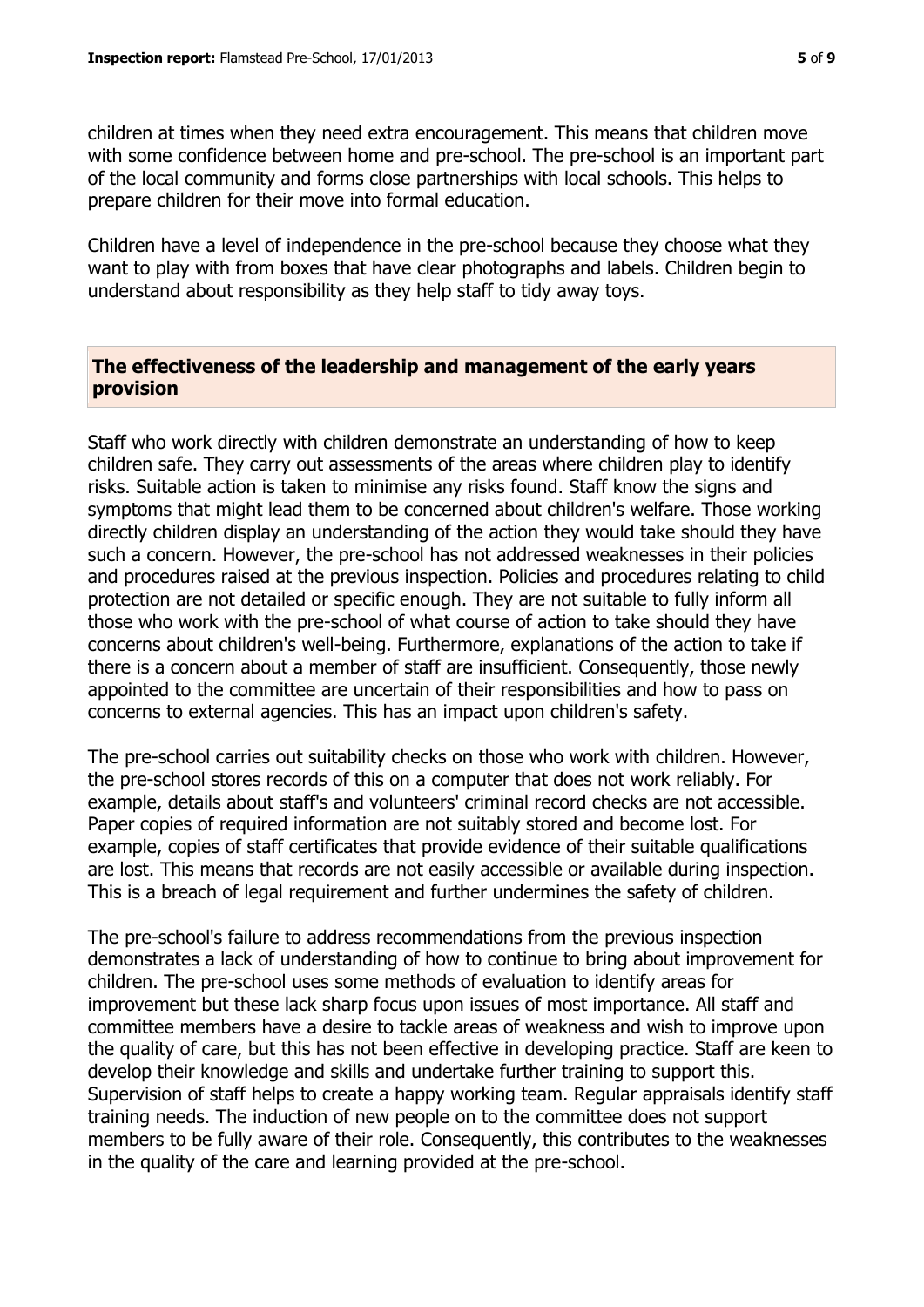children at times when they need extra encouragement. This means that children move with some confidence between home and pre-school. The pre-school is an important part of the local community and forms close partnerships with local schools. This helps to prepare children for their move into formal education.

Children have a level of independence in the pre-school because they choose what they want to play with from boxes that have clear photographs and labels. Children begin to understand about responsibility as they help staff to tidy away toys.

## The effectiveness of the leadership and management of the early years provision

Staff who work directly with children demonstrate an understanding of how to keep children safe. They carry out assessments of the areas where children play to identify risks. Suitable action is taken to minimise any risks found. Staff know the signs and symptoms that might lead them to be concerned about children's welfare. Those working directly children display an understanding of the action they would take should they have such a concern. However, the pre-school has not addressed weaknesses in their policies and procedures raised at the previous inspection. Policies and procedures relating to child protection are not detailed or specific enough. They are not suitable to fully inform all those who work with the pre-school of what course of action to take should they have concerns about children's well-being. Furthermore, explanations of the action to take if there is a concern about a member of staff are insufficient. Consequently, those newly appointed to the committee are uncertain of their responsibilities and how to pass on concerns to external agencies. This has an impact upon children's safety.

The pre-school carries out suitability checks on those who work with children. However, the pre-school stores records of this on a computer that does not work reliably. For example, details about staff's and volunteers' criminal record checks are not accessible. Paper copies of required information are not suitably stored and become lost. For example, copies of staff certificates that provide evidence of their suitable qualifications are lost. This means that records are not easily accessible or available during inspection. This is a breach of legal requirement and further undermines the safety of children.

The pre-school's failure to address recommendations from the previous inspection demonstrates a lack of understanding of how to continue to bring about improvement for children. The pre-school uses some methods of evaluation to identify areas for improvement but these lack sharp focus upon issues of most importance. All staff and committee members have a desire to tackle areas of weakness and wish to improve upon the quality of care, but this has not been effective in developing practice. Staff are keen to develop their knowledge and skills and undertake further training to support this. Supervision of staff helps to create a happy working team. Regular appraisals identify staff training needs. The induction of new people on to the committee does not support members to be fully aware of their role. Consequently, this contributes to the weaknesses in the quality of the care and learning provided at the pre-school.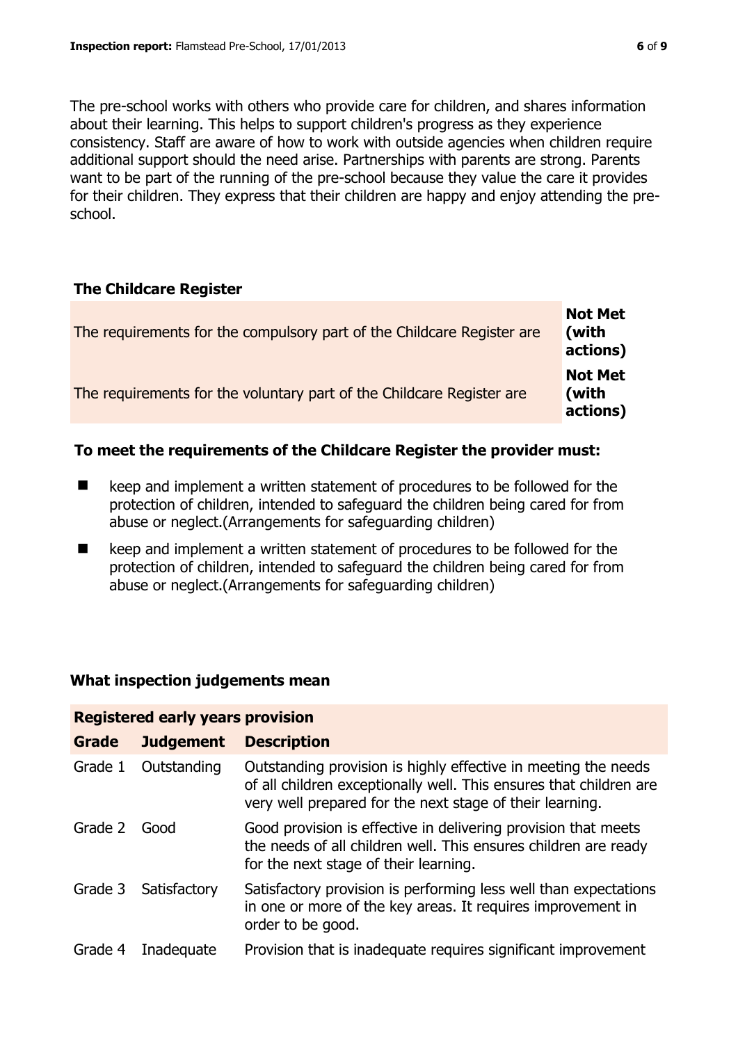The pre-school works with others who provide care for children, and shares information about their learning. This helps to support children's progress as they experience consistency. Staff are aware of how to work with outside agencies when children require additional support should the need arise. Partnerships with parents are strong. Parents want to be part of the running of the pre-school because they value the care it provides for their children. They express that their children are happy and enjoy attending the pre-school.

## The Childcare Register

| | |
|---|---|
| The requirements for the compulsory part of the Childcare Register are | **Not Met (with actions)** |
| The requirements for the voluntary part of the Childcare Register are | **Not Met (with actions)** |

### To meet the requirements of the Childcare Register the provider must:

- keep and implement a written statement of procedures to be followed for the protection of children, intended to safeguard the children being cared for from abuse or neglect.(Arrangements for safeguarding children)
- keep and implement a written statement of procedures to be followed for the protection of children, intended to safeguard the children being cared for from abuse or neglect.(Arrangements for safeguarding children)

## What inspection judgements mean

| **Registered early years provision** | | |
|---|---|---|
| **Grade** | **Judgement** | **Description** |
| Grade 1 | Outstanding | Outstanding provision is highly effective in meeting the needs of all children exceptionally well. This ensures that children are very well prepared for the next stage of their learning. |
| Grade 2 | Good | Good provision is effective in delivering provision that meets the needs of all children well. This ensures children are ready for the next stage of their learning. |
| Grade 3 | Satisfactory | Satisfactory provision is performing less well than expectations in one or more of the key areas. It requires improvement in order to be good. |
| Grade 4 | Inadequate | Provision that is inadequate requires significant improvement |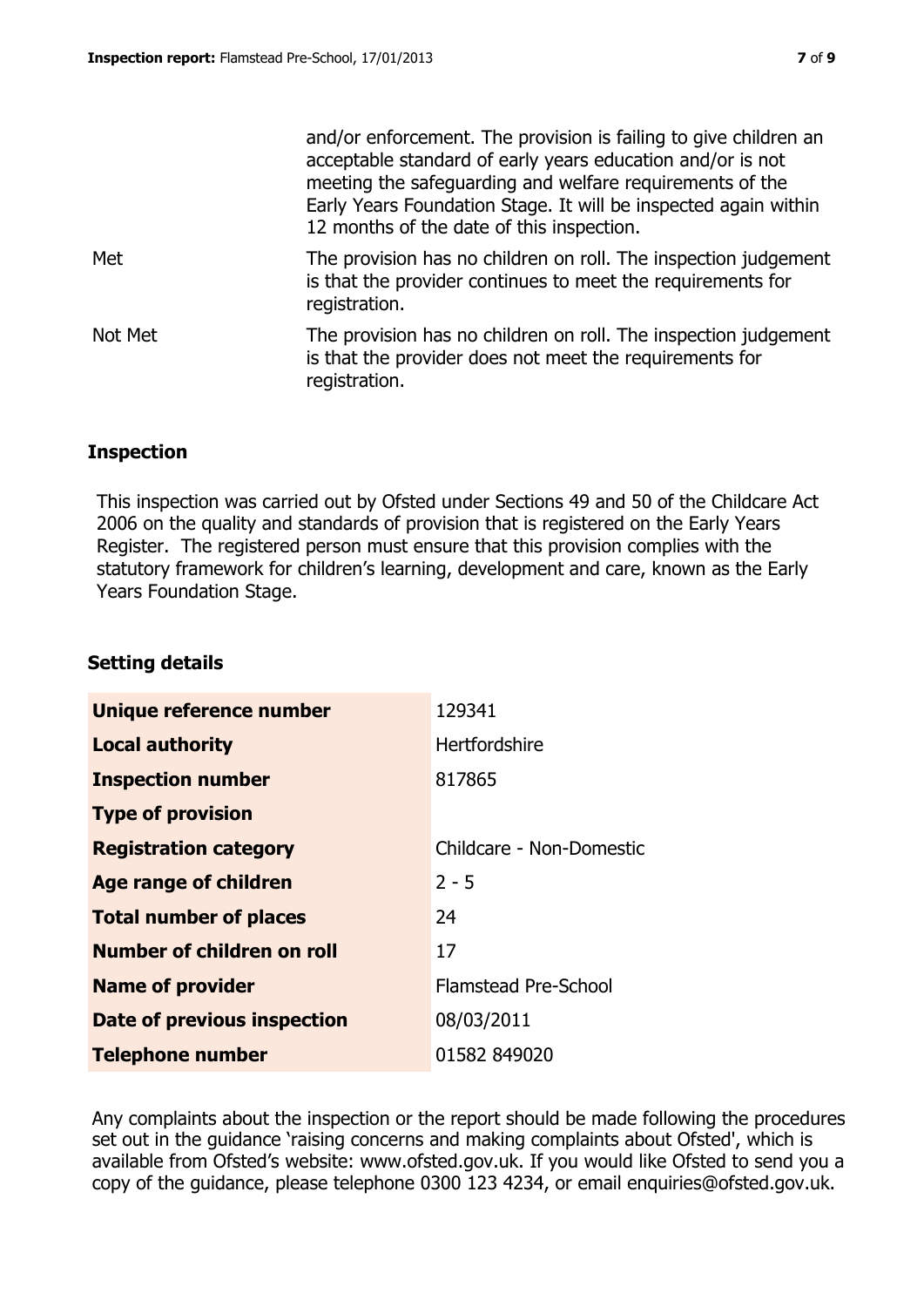| | |
|---|---|
| | and/or enforcement. The provision is failing to give children an acceptable standard of early years education and/or is not meeting the safeguarding and welfare requirements of the Early Years Foundation Stage. It will be inspected again within 12 months of the date of this inspection. |
| Met | The provision has no children on roll. The inspection judgement is that the provider continues to meet the requirements for registration. |
| Not Met | The provision has no children on roll. The inspection judgement is that the provider does not meet the requirements for registration. |

## Inspection

This inspection was carried out by Ofsted under Sections 49 and 50 of the Childcare Act 2006 on the quality and standards of provision that is registered on the Early Years Register. The registered person must ensure that this provision complies with the statutory framework for children's learning, development and care, known as the Early Years Foundation Stage.

## Setting details

| | |
|---|---|
| **Unique reference number** | 129341 |
| **Local authority** | Hertfordshire |
| **Inspection number** | 817865 |
| **Type of provision** | |
| **Registration category** | Childcare - Non-Domestic |
| **Age range of children** | 2 - 5 |
| **Total number of places** | 24 |
| **Number of children on roll** | 17 |
| **Name of provider** | Flamstead Pre-School |
| **Date of previous inspection** | 08/03/2011 |
| **Telephone number** | 01582 849020 |

Any complaints about the inspection or the report should be made following the procedures set out in the guidance 'raising concerns and making complaints about Ofsted', which is available from Ofsted's website: www.ofsted.gov.uk. If you would like Ofsted to send you a copy of the guidance, please telephone 0300 123 4234, or email enquiries@ofsted.gov.uk.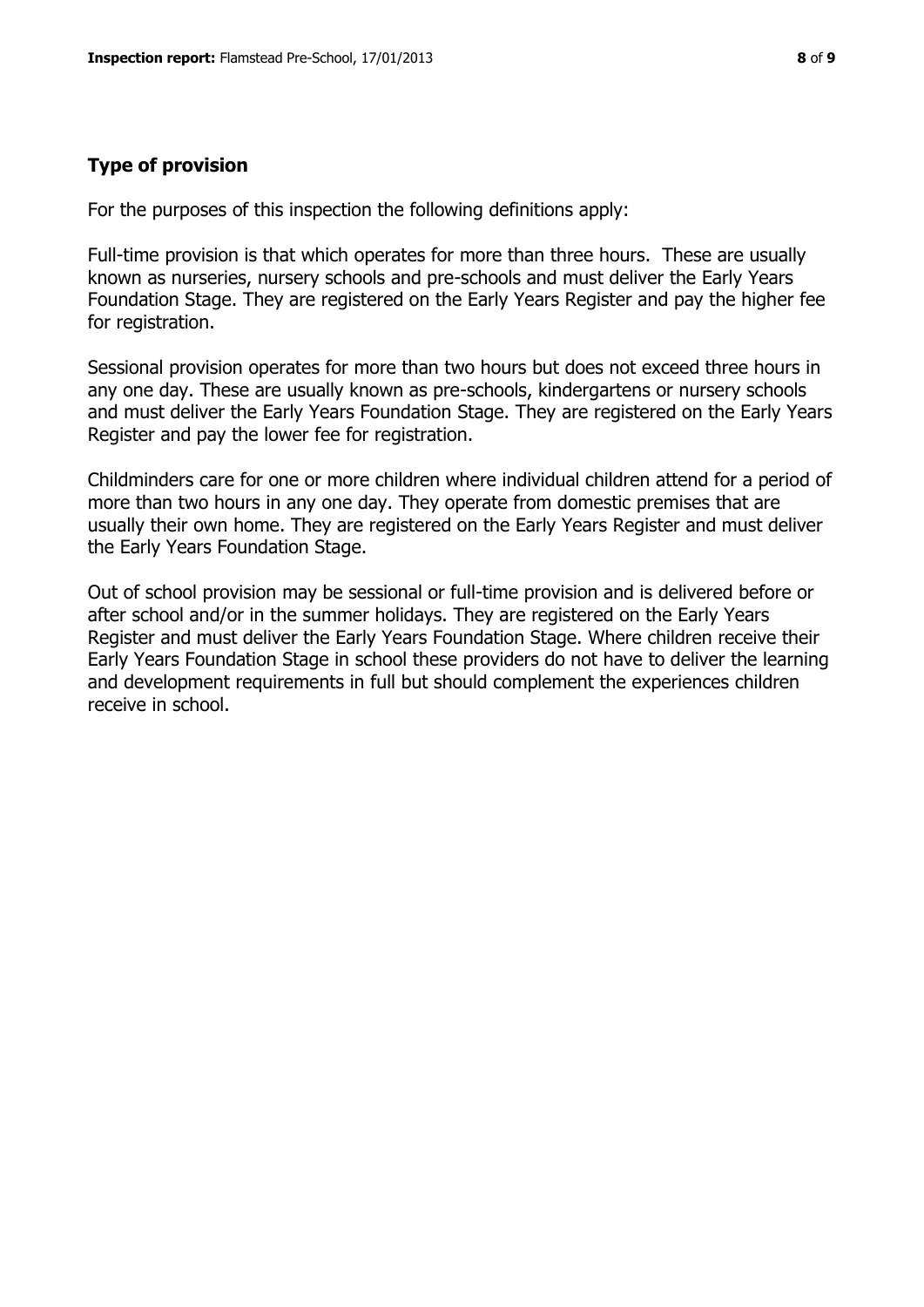## Type of provision

For the purposes of this inspection the following definitions apply:

Full-time provision is that which operates for more than three hours. These are usually known as nurseries, nursery schools and pre-schools and must deliver the Early Years Foundation Stage. They are registered on the Early Years Register and pay the higher fee for registration.

Sessional provision operates for more than two hours but does not exceed three hours in any one day. These are usually known as pre-schools, kindergartens or nursery schools and must deliver the Early Years Foundation Stage. They are registered on the Early Years Register and pay the lower fee for registration.

Childminders care for one or more children where individual children attend for a period of more than two hours in any one day. They operate from domestic premises that are usually their own home. They are registered on the Early Years Register and must deliver the Early Years Foundation Stage.

Out of school provision may be sessional or full-time provision and is delivered before or after school and/or in the summer holidays. They are registered on the Early Years Register and must deliver the Early Years Foundation Stage. Where children receive their Early Years Foundation Stage in school these providers do not have to deliver the learning and development requirements in full but should complement the experiences children receive in school.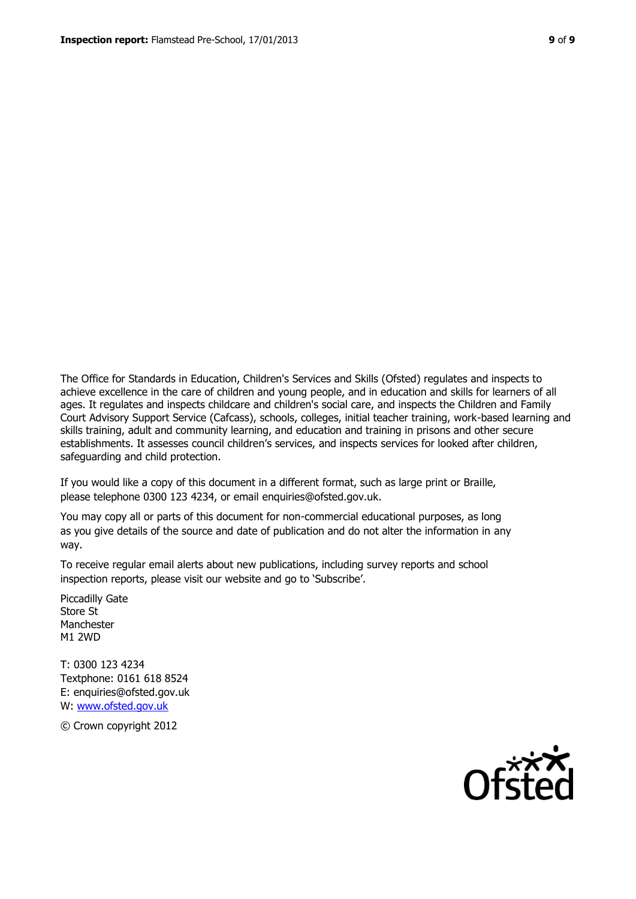The Office for Standards in Education, Children's Services and Skills (Ofsted) regulates and inspects to achieve excellence in the care of children and young people, and in education and skills for learners of all ages. It regulates and inspects childcare and children's social care, and inspects the Children and Family Court Advisory Support Service (Cafcass), schools, colleges, initial teacher training, work-based learning and skills training, adult and community learning, and education and training in prisons and other secure establishments. It assesses council children's services, and inspects services for looked after children, safeguarding and child protection.

If you would like a copy of this document in a different format, such as large print or Braille, please telephone 0300 123 4234, or email enquiries@ofsted.gov.uk.

You may copy all or parts of this document for non-commercial educational purposes, as long as you give details of the source and date of publication and do not alter the information in any way.

To receive regular email alerts about new publications, including survey reports and school inspection reports, please visit our website and go to 'Subscribe'.

Piccadilly Gate
Store St
Manchester
M1 2WD

T: 0300 123 4234
Textphone: 0161 618 8524
E: enquiries@ofsted.gov.uk
W: [www.ofsted.gov.uk](http://www.ofsted.gov.uk)

© Crown copyright 2012

Ofsted